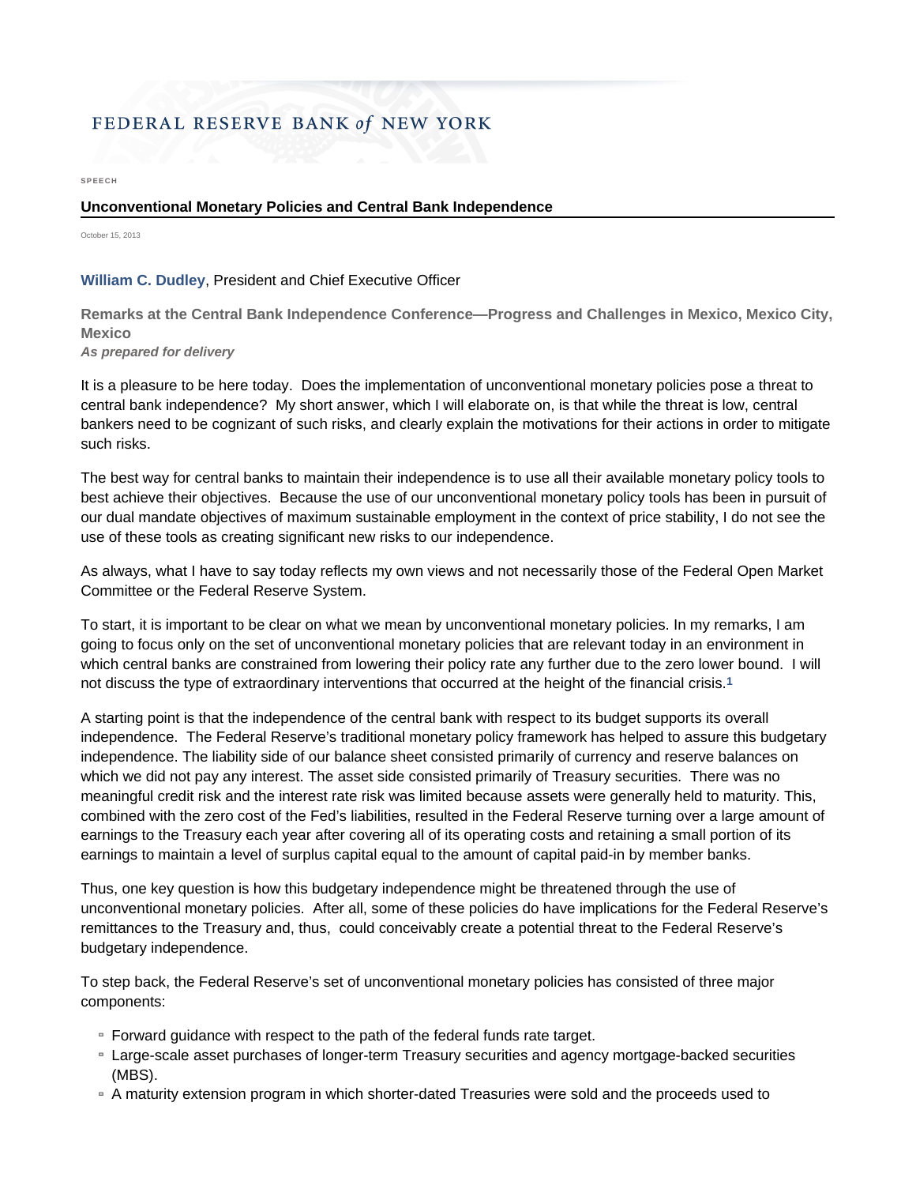FEDERAL RESERVE BANK of NEW YORK

SPEECH

# Unconventional Monetary Policies and Central Bank Independence

October 15, 2013

**William C. Dudley**, President and Chief Executive Officer

**Remarks at the Central Bank Independence Conference—Progress and Challenges in Mexico, Mexico City, Mexico**
***As prepared for delivery***

It is a pleasure to be here today. Does the implementation of unconventional monetary policies pose a threat to central bank independence? My short answer, which I will elaborate on, is that while the threat is low, central bankers need to be cognizant of such risks, and clearly explain the motivations for their actions in order to mitigate such risks.

The best way for central banks to maintain their independence is to use all their available monetary policy tools to best achieve their objectives. Because the use of our unconventional monetary policy tools has been in pursuit of our dual mandate objectives of maximum sustainable employment in the context of price stability, I do not see the use of these tools as creating significant new risks to our independence.

As always, what I have to say today reflects my own views and not necessarily those of the Federal Open Market Committee or the Federal Reserve System.

To start, it is important to be clear on what we mean by unconventional monetary policies. In my remarks, I am going to focus only on the set of unconventional monetary policies that are relevant today in an environment in which central banks are constrained from lowering their policy rate any further due to the zero lower bound. I will not discuss the type of extraordinary interventions that occurred at the height of the financial crisis.[1]

A starting point is that the independence of the central bank with respect to its budget supports its overall independence. The Federal Reserve's traditional monetary policy framework has helped to assure this budgetary independence. The liability side of our balance sheet consisted primarily of currency and reserve balances on which we did not pay any interest. The asset side consisted primarily of Treasury securities. There was no meaningful credit risk and the interest rate risk was limited because assets were generally held to maturity. This, combined with the zero cost of the Fed's liabilities, resulted in the Federal Reserve turning over a large amount of earnings to the Treasury each year after covering all of its operating costs and retaining a small portion of its earnings to maintain a level of surplus capital equal to the amount of capital paid-in by member banks.

Thus, one key question is how this budgetary independence might be threatened through the use of unconventional monetary policies. After all, some of these policies do have implications for the Federal Reserve's remittances to the Treasury and, thus, could conceivably create a potential threat to the Federal Reserve's budgetary independence.

To step back, the Federal Reserve's set of unconventional monetary policies has consisted of three major components:

- Forward guidance with respect to the path of the federal funds rate target.
- Large-scale asset purchases of longer-term Treasury securities and agency mortgage-backed securities (MBS).
- A maturity extension program in which shorter-dated Treasuries were sold and the proceeds used to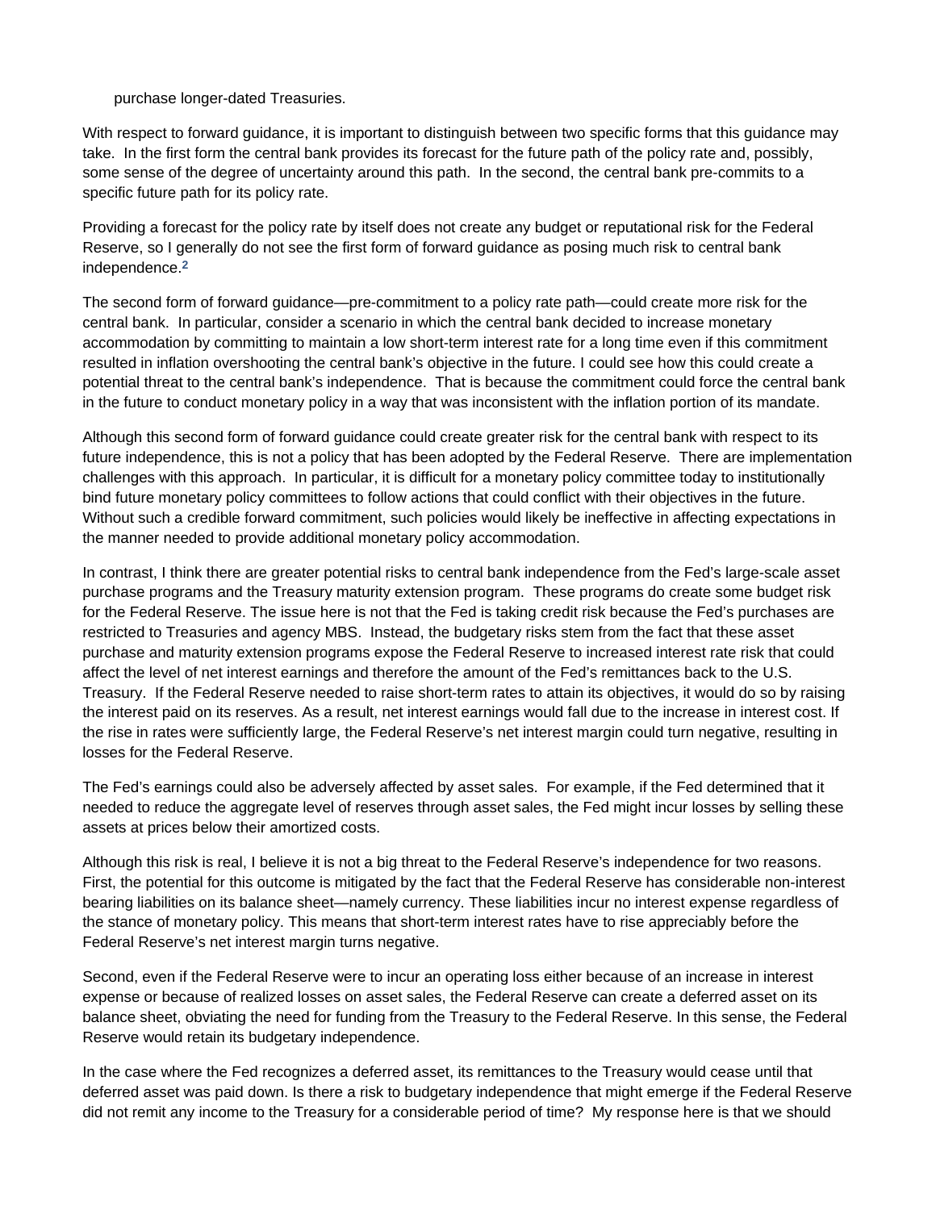purchase longer-dated Treasuries.

With respect to forward guidance, it is important to distinguish between two specific forms that this guidance may take. In the first form the central bank provides its forecast for the future path of the policy rate and, possibly, some sense of the degree of uncertainty around this path. In the second, the central bank pre-commits to a specific future path for its policy rate.

Providing a forecast for the policy rate by itself does not create any budget or reputational risk for the Federal Reserve, so I generally do not see the first form of forward guidance as posing much risk to central bank independence.[2]

The second form of forward guidance—pre-commitment to a policy rate path—could create more risk for the central bank. In particular, consider a scenario in which the central bank decided to increase monetary accommodation by committing to maintain a low short-term interest rate for a long time even if this commitment resulted in inflation overshooting the central bank's objective in the future. I could see how this could create a potential threat to the central bank's independence. That is because the commitment could force the central bank in the future to conduct monetary policy in a way that was inconsistent with the inflation portion of its mandate.

Although this second form of forward guidance could create greater risk for the central bank with respect to its future independence, this is not a policy that has been adopted by the Federal Reserve. There are implementation challenges with this approach. In particular, it is difficult for a monetary policy committee today to institutionally bind future monetary policy committees to follow actions that could conflict with their objectives in the future. Without such a credible forward commitment, such policies would likely be ineffective in affecting expectations in the manner needed to provide additional monetary policy accommodation.

In contrast, I think there are greater potential risks to central bank independence from the Fed's large-scale asset purchase programs and the Treasury maturity extension program. These programs do create some budget risk for the Federal Reserve. The issue here is not that the Fed is taking credit risk because the Fed's purchases are restricted to Treasuries and agency MBS. Instead, the budgetary risks stem from the fact that these asset purchase and maturity extension programs expose the Federal Reserve to increased interest rate risk that could affect the level of net interest earnings and therefore the amount of the Fed's remittances back to the U.S. Treasury. If the Federal Reserve needed to raise short-term rates to attain its objectives, it would do so by raising the interest paid on its reserves. As a result, net interest earnings would fall due to the increase in interest cost. If the rise in rates were sufficiently large, the Federal Reserve's net interest margin could turn negative, resulting in losses for the Federal Reserve.

The Fed's earnings could also be adversely affected by asset sales. For example, if the Fed determined that it needed to reduce the aggregate level of reserves through asset sales, the Fed might incur losses by selling these assets at prices below their amortized costs.

Although this risk is real, I believe it is not a big threat to the Federal Reserve's independence for two reasons. First, the potential for this outcome is mitigated by the fact that the Federal Reserve has considerable non-interest bearing liabilities on its balance sheet—namely currency. These liabilities incur no interest expense regardless of the stance of monetary policy. This means that short-term interest rates have to rise appreciably before the Federal Reserve's net interest margin turns negative.

Second, even if the Federal Reserve were to incur an operating loss either because of an increase in interest expense or because of realized losses on asset sales, the Federal Reserve can create a deferred asset on its balance sheet, obviating the need for funding from the Treasury to the Federal Reserve. In this sense, the Federal Reserve would retain its budgetary independence.

In the case where the Fed recognizes a deferred asset, its remittances to the Treasury would cease until that deferred asset was paid down. Is there a risk to budgetary independence that might emerge if the Federal Reserve did not remit any income to the Treasury for a considerable period of time? My response here is that we should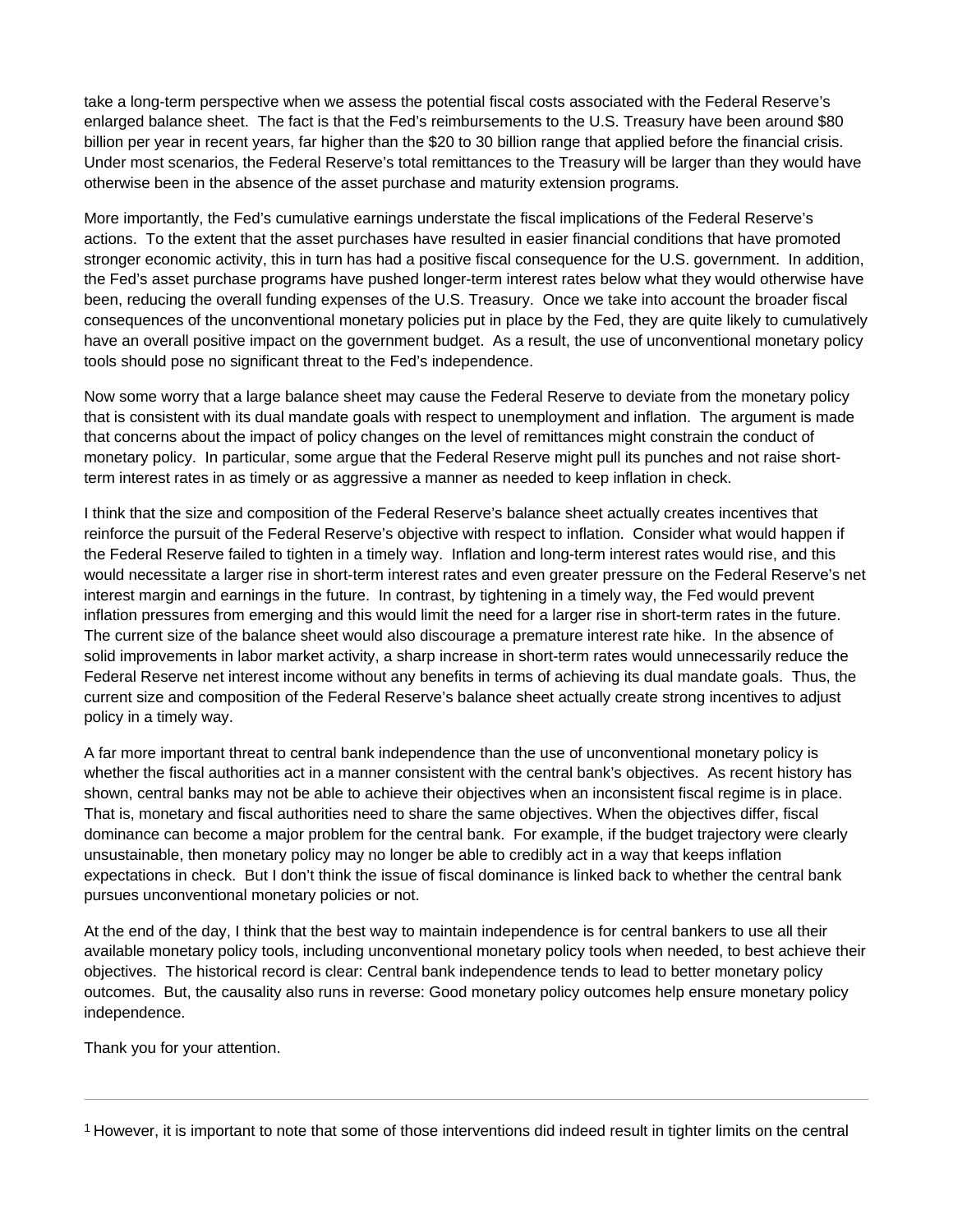take a long-term perspective when we assess the potential fiscal costs associated with the Federal Reserve's enlarged balance sheet. The fact is that the Fed's reimbursements to the U.S. Treasury have been around $80 billion per year in recent years, far higher than the $20 to 30 billion range that applied before the financial crisis. Under most scenarios, the Federal Reserve's total remittances to the Treasury will be larger than they would have otherwise been in the absence of the asset purchase and maturity extension programs.

More importantly, the Fed's cumulative earnings understate the fiscal implications of the Federal Reserve's actions. To the extent that the asset purchases have resulted in easier financial conditions that have promoted stronger economic activity, this in turn has had a positive fiscal consequence for the U.S. government. In addition, the Fed's asset purchase programs have pushed longer-term interest rates below what they would otherwise have been, reducing the overall funding expenses of the U.S. Treasury. Once we take into account the broader fiscal consequences of the unconventional monetary policies put in place by the Fed, they are quite likely to cumulatively have an overall positive impact on the government budget. As a result, the use of unconventional monetary policy tools should pose no significant threat to the Fed's independence.

Now some worry that a large balance sheet may cause the Federal Reserve to deviate from the monetary policy that is consistent with its dual mandate goals with respect to unemployment and inflation. The argument is made that concerns about the impact of policy changes on the level of remittances might constrain the conduct of monetary policy. In particular, some argue that the Federal Reserve might pull its punches and not raise short-term interest rates in as timely or as aggressive a manner as needed to keep inflation in check.

I think that the size and composition of the Federal Reserve's balance sheet actually creates incentives that reinforce the pursuit of the Federal Reserve's objective with respect to inflation. Consider what would happen if the Federal Reserve failed to tighten in a timely way. Inflation and long-term interest rates would rise, and this would necessitate a larger rise in short-term interest rates and even greater pressure on the Federal Reserve's net interest margin and earnings in the future. In contrast, by tightening in a timely way, the Fed would prevent inflation pressures from emerging and this would limit the need for a larger rise in short-term rates in the future. The current size of the balance sheet would also discourage a premature interest rate hike. In the absence of solid improvements in labor market activity, a sharp increase in short-term rates would unnecessarily reduce the Federal Reserve net interest income without any benefits in terms of achieving its dual mandate goals. Thus, the current size and composition of the Federal Reserve's balance sheet actually create strong incentives to adjust policy in a timely way.

A far more important threat to central bank independence than the use of unconventional monetary policy is whether the fiscal authorities act in a manner consistent with the central bank's objectives. As recent history has shown, central banks may not be able to achieve their objectives when an inconsistent fiscal regime is in place. That is, monetary and fiscal authorities need to share the same objectives. When the objectives differ, fiscal dominance can become a major problem for the central bank. For example, if the budget trajectory were clearly unsustainable, then monetary policy may no longer be able to credibly act in a way that keeps inflation expectations in check. But I don't think the issue of fiscal dominance is linked back to whether the central bank pursues unconventional monetary policies or not.

At the end of the day, I think that the best way to maintain independence is for central bankers to use all their available monetary policy tools, including unconventional monetary policy tools when needed, to best achieve their objectives. The historical record is clear: Central bank independence tends to lead to better monetary policy outcomes. But, the causality also runs in reverse: Good monetary policy outcomes help ensure monetary policy independence.

Thank you for your attention.

---

[1] However, it is important to note that some of those interventions did indeed result in tighter limits on the central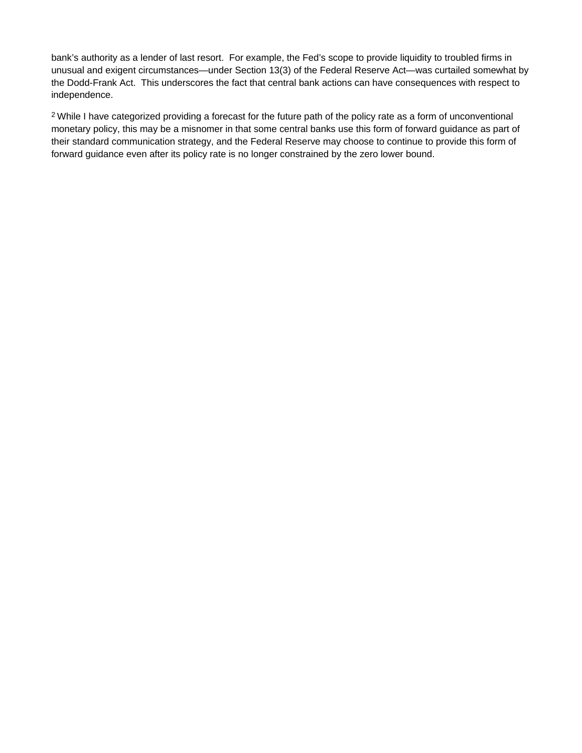bank's authority as a lender of last resort. For example, the Fed's scope to provide liquidity to troubled firms in unusual and exigent circumstances—under Section 13(3) of the Federal Reserve Act—was curtailed somewhat by the Dodd-Frank Act. This underscores the fact that central bank actions can have consequences with respect to independence.

[2] While I have categorized providing a forecast for the future path of the policy rate as a form of unconventional monetary policy, this may be a misnomer in that some central banks use this form of forward guidance as part of their standard communication strategy, and the Federal Reserve may choose to continue to provide this form of forward guidance even after its policy rate is no longer constrained by the zero lower bound.